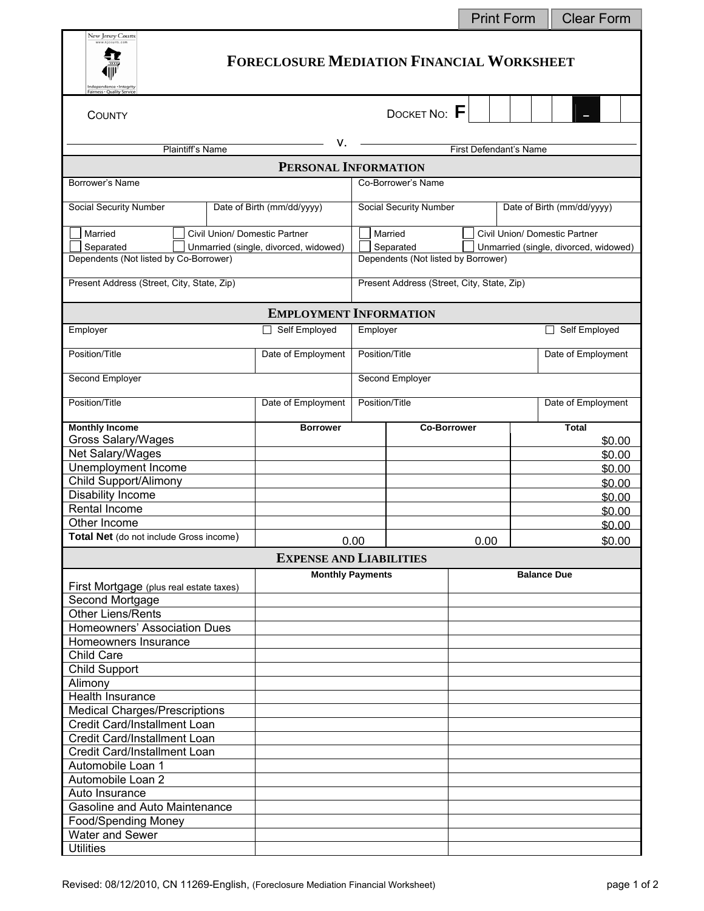Print Form | Clear Form

New Jersey Courts
www.njcourts.com
Independence • Integrity • Fairness • Quality Service

# FORECLOSURE MEDIATION FINANCIAL WORKSHEET

COUNTY

DOCKET NO: F ________ - ____

________________________ v. ________________________

Plaintiff's Name — First Defendant's Name

## PERSONAL INFORMATION

| Borrower | | Co-Borrower | |
|---|---|---|---|
| Borrower's Name | | Co-Borrower's Name | |
| Social Security Number | Date of Birth (mm/dd/yyyy) | Social Security Number | Date of Birth (mm/dd/yyyy) |
| ☐ Married ☐ Separated | ☐ Civil Union/ Domestic Partner ☐ Unmarried (single, divorced, widowed) | ☐ Married ☐ Separated | ☐ Civil Union/ Domestic Partner ☐ Unmarried (single, divorced, widowed) |
| Dependents (Not listed by Co-Borrower) | | Dependents (Not listed by Borrower) | |
| Present Address (Street, City, State, Zip) | | Present Address (Street, City, State, Zip) | |

## EMPLOYMENT INFORMATION

| Borrower | | Co-Borrower | |
|---|---|---|---|
| Employer | ☐ Self Employed | Employer | ☐ Self Employed |
| Position/Title | Date of Employment | Position/Title | Date of Employment |
| Second Employer | | Second Employer | |
| Position/Title | Date of Employment | Position/Title | Date of Employment |

| Monthly Income | Borrower | Co-Borrower | Total |
|---|---|---|---|
| Gross Salary/Wages | | | $0.00 |
| Net Salary/Wages | | | $0.00 |
| Unemployment Income | | | $0.00 |
| Child Support/Alimony | | | $0.00 |
| Disability Income | | | $0.00 |
| Rental Income | | | $0.00 |
| Other Income | | | $0.00 |
| **Total Net** (do not include Gross income) | 0.00 | 0.00 | $0.00 |

## EXPENSE AND LIABILITIES

| | Monthly Payments | Balance Due |
|---|---|---|
| First Mortgage (plus real estate taxes) | | |
| Second Mortgage | | |
| Other Liens/Rents | | |
| Homeowners' Association Dues | | |
| Homeowners Insurance | | |
| Child Care | | |
| Child Support | | |
| Alimony | | |
| Health Insurance | | |
| Medical Charges/Prescriptions | | |
| Credit Card/Installment Loan | | |
| Credit Card/Installment Loan | | |
| Credit Card/Installment Loan | | |
| Automobile Loan 1 | | |
| Automobile Loan 2 | | |
| Auto Insurance | | |
| Gasoline and Auto Maintenance | | |
| Food/Spending Money | | |
| Water and Sewer | | |
| Utilities | | |

Revised: 08/12/2010, CN 11269-English, (Foreclosure Mediation Financial Worksheet)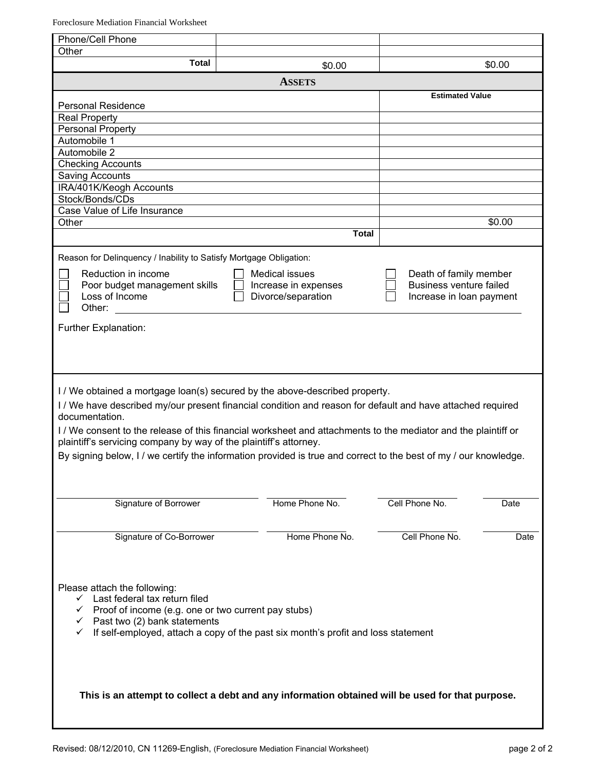| | | |
|---|---|---|
| Phone/Cell Phone | | |
| Other | | |
| **Total** | $0.00 | $0.00 |

## ASSETS

| | Estimated Value |
|---|---|
| Personal Residence | |
| Real Property | |
| Personal Property | |
| Automobile 1 | |
| Automobile 2 | |
| Checking Accounts | |
| Saving Accounts | |
| IRA/401K/Keogh Accounts | |
| Stock/Bonds/CDs | |
| Case Value of Life Insurance | |
| Other | $0.00 |
| **Total** | |

Reason for Delinquency / Inability to Satisfy Mortgage Obligation:

- ☐ Reduction in income
- ☐ Poor budget management skills
- ☐ Loss of Income
- ☐ Other: \_\_\_\_\_\_\_\_\_\_\_\_\_\_\_\_\_\_\_\_
- ☐ Medical issues
- ☐ Increase in expenses
- ☐ Divorce/separation
- ☐ Death of family member
- ☐ Business venture failed
- ☐ Increase in loan payment

Further Explanation:

I / We obtained a mortgage loan(s) secured by the above-described property.

I / We have described my/our present financial condition and reason for default and have attached required documentation.

I / We consent to the release of this financial worksheet and attachments to the mediator and the plaintiff or plaintiff's servicing company by way of the plaintiff's attorney.

By signing below, I / we certify the information provided is true and correct to the best of my / our knowledge.

| Signature of Borrower | Home Phone No. | Cell Phone No. | Date |
|---|---|---|---|
| | | | |

| Signature of Co-Borrower | Home Phone No. | Cell Phone No. | Date |
|---|---|---|---|
| | | | |

Please attach the following:

- ✓ Last federal tax return filed
- ✓ Proof of income (e.g. one or two current pay stubs)
- ✓ Past two (2) bank statements
- ✓ If self-employed, attach a copy of the past six month's profit and loss statement

**This is an attempt to collect a debt and any information obtained will be used for that purpose.**

Revised: 08/12/2010, CN 11269-English, (Foreclosure Mediation Financial Worksheet)